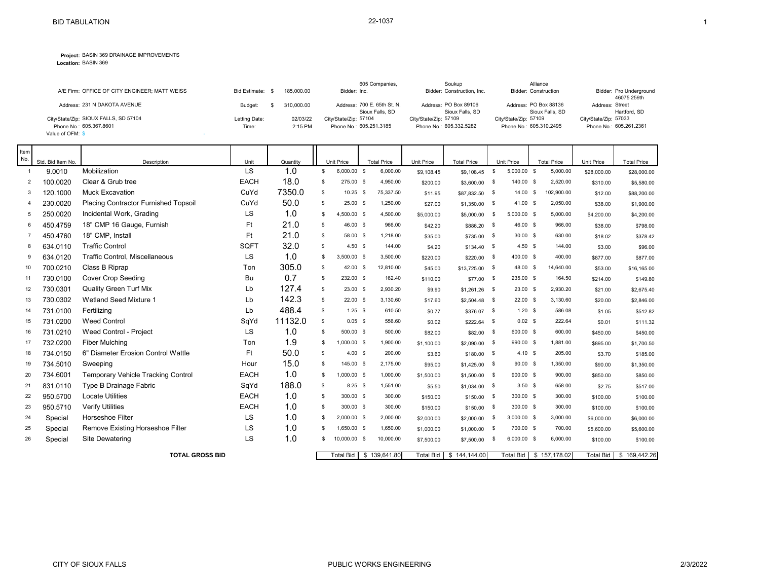# BID TABULATION

22-1037

**Project:** BASIN 369 DRAINAGE IMPROVEMENTS
**Location:** BASIN 369

| | | | | | | |
|---|---|---|---|---|---|---|
| A/E Firm: OFFICE OF CITY ENGINEER; MATT WEISS | Bid Estimate: $ 185,000.00 | Bidder: 605 Companies, Inc. | Bidder: Soukup Construction, Inc. | Bidder: Alliance Construction | Bidder: Pro Underground |
| Address: 231 N DAKOTA AVENUE | Budget: $ 310,000.00 | Address: 700 E. 65th St. N. Sioux Falls, SD | Address: PO Box 89106 Sioux Falls, SD | Address: PO Box 88136 Sioux Falls, SD | Address: 46075 259th Street Hartford, SD |
| City/State/Zip: SIOUX FALLS, SD 57104 | Letting Date: 02/03/22 | City/State/Zip: 57104 | City/State/Zip: 57109 | City/State/Zip: 57109 | City/State/Zip: 57033 |
| Phone No.: 605.367.8601 | Time: 2:15 PM | Phone No.: 605.251.3185 | Phone No.: 605.332.5282 | Phone No.: 605.310.2495 | Phone No.: 605.261.2361 |
| Value of OFM: $ - | | | | | |

| Item No. | Std. Bid Item No. | Description | Unit | Quantity | 605 Companies Unit Price | 605 Companies Total Price | Soukup Unit Price | Soukup Total Price | Alliance Unit Price | Alliance Total Price | Pro Underground Unit Price | Pro Underground Total Price |
|---|---|---|---|---|---|---|---|---|---|---|---|---|
| 1 | 9.0010 | Mobilization | LS | 1.0 | $ 6,000.00 | $ 6,000.00 | $9,108.45 | $9,108.45 | $ 5,000.00 | $ 5,000.00 | $28,000.00 | $28,000.00 |
| 2 | 100.0020 | Clear & Grub tree | EACH | 18.0 | $ 275.00 | $ 4,950.00 | $200.00 | $3,600.00 | $ 140.00 | $ 2,520.00 | $310.00 | $5,580.00 |
| 3 | 120.1000 | Muck Excavation | CuYd | 7350.0 | $ 10.25 | $ 75,337.50 | $11.95 | $87,832.50 | $ 14.00 | $ 102,900.00 | $12.00 | $88,200.00 |
| 4 | 230.0020 | Placing Contractor Furnished Topsoil | CuYd | 50.0 | $ 25.00 | $ 1,250.00 | $27.00 | $1,350.00 | $ 41.00 | $ 2,050.00 | $38.00 | $1,900.00 |
| 5 | 250.0020 | Incidental Work, Grading | LS | 1.0 | $ 4,500.00 | $ 4,500.00 | $5,000.00 | $5,000.00 | $ 5,000.00 | $ 5,000.00 | $4,200.00 | $4,200.00 |
| 6 | 450.4759 | 18" CMP 16 Gauge, Furnish | Ft | 21.0 | $ 46.00 | $ 966.00 | $42.20 | $886.20 | $ 46.00 | $ 966.00 | $38.00 | $798.00 |
| 7 | 450.4760 | 18" CMP, Install | Ft | 21.0 | $ 58.00 | $ 1,218.00 | $35.00 | $735.00 | $ 30.00 | $ 630.00 | $18.02 | $378.42 |
| 8 | 634.0110 | Traffic Control | SQFT | 32.0 | $ 4.50 | $ 144.00 | $4.20 | $134.40 | $ 4.50 | $ 144.00 | $3.00 | $96.00 |
| 9 | 634.0120 | Traffic Control, Miscellaneous | LS | 1.0 | $ 3,500.00 | $ 3,500.00 | $220.00 | $220.00 | $ 400.00 | $ 400.00 | $877.00 | $877.00 |
| 10 | 700.0210 | Class B Riprap | Ton | 305.0 | $ 42.00 | $ 12,810.00 | $45.00 | $13,725.00 | $ 48.00 | $ 14,640.00 | $53.00 | $16,165.00 |
| 11 | 730.0100 | Cover Crop Seeding | Bu | 0.7 | $ 232.00 | $ 162.40 | $110.00 | $77.00 | $ 235.00 | $ 164.50 | $214.00 | $149.80 |
| 12 | 730.0301 | Quality Green Turf Mix | Lb | 127.4 | $ 23.00 | $ 2,930.20 | $9.90 | $1,261.26 | $ 23.00 | $ 2,930.20 | $21.00 | $2,675.40 |
| 13 | 730.0302 | Wetland Seed Mixture 1 | Lb | 142.3 | $ 22.00 | $ 3,130.60 | $17.60 | $2,504.48 | $ 22.00 | $ 3,130.60 | $20.00 | $2,846.00 |
| 14 | 731.0100 | Fertilizing | Lb | 488.4 | $ 1.25 | $ 610.50 | $0.77 | $376.07 | $ 1.20 | $ 586.08 | $1.05 | $512.82 |
| 15 | 731.0200 | Weed Control | SqYd | 11132.0 | $ 0.05 | $ 556.60 | $0.02 | $222.64 | $ 0.02 | $ 222.64 | $0.01 | $111.32 |
| 16 | 731.0210 | Weed Control - Project | LS | 1.0 | $ 500.00 | $ 500.00 | $82.00 | $82.00 | $ 600.00 | $ 600.00 | $450.00 | $450.00 |
| 17 | 732.0200 | Fiber Mulching | Ton | 1.9 | $ 1,000.00 | $ 1,900.00 | $1,100.00 | $2,090.00 | $ 990.00 | $ 1,881.00 | $895.00 | $1,700.50 |
| 18 | 734.0150 | 6" Diameter Erosion Control Wattle | Ft | 50.0 | $ 4.00 | $ 200.00 | $3.60 | $180.00 | $ 4.10 | $ 205.00 | $3.70 | $185.00 |
| 19 | 734.5010 | Sweeping | Hour | 15.0 | $ 145.00 | $ 2,175.00 | $95.00 | $1,425.00 | $ 90.00 | $ 1,350.00 | $90.00 | $1,350.00 |
| 20 | 734.6001 | Temporary Vehicle Tracking Control | EACH | 1.0 | $ 1,000.00 | $ 1,000.00 | $1,500.00 | $1,500.00 | $ 900.00 | $ 900.00 | $850.00 | $850.00 |
| 21 | 831.0110 | Type B Drainage Fabric | SqYd | 188.0 | $ 8.25 | $ 1,551.00 | $5.50 | $1,034.00 | $ 3.50 | $ 658.00 | $2.75 | $517.00 |
| 22 | 950.5700 | Locate Utilities | EACH | 1.0 | $ 300.00 | $ 300.00 | $150.00 | $150.00 | $ 300.00 | $ 300.00 | $100.00 | $100.00 |
| 23 | 950.5710 | Verify Utilities | EACH | 1.0 | $ 300.00 | $ 300.00 | $150.00 | $150.00 | $ 300.00 | $ 300.00 | $100.00 | $100.00 |
| 24 | Special | Horseshoe Filter | LS | 1.0 | $ 2,000.00 | $ 2,000.00 | $2,000.00 | $2,000.00 | $ 3,000.00 | $ 3,000.00 | $6,000.00 | $6,000.00 |
| 25 | Special | Remove Existing Horseshoe Filter | LS | 1.0 | $ 1,650.00 | $ 1,650.00 | $1,000.00 | $1,000.00 | $ 700.00 | $ 700.00 | $5,600.00 | $5,600.00 |
| 26 | Special | Site Dewatering | LS | 1.0 | $ 10,000.00 | $ 10,000.00 | $7,500.00 | $7,500.00 | $ 6,000.00 | $ 6,000.00 | $100.00 | $100.00 |
| | | **TOTAL GROSS BID** | | | Total Bid | $ 139,641.80 | Total Bid | $ 144,144.00 | Total Bid | $ 157,178.02 | Total Bid | $ 169,442.26 |

CITY OF SIOUX FALLS | PUBLIC WORKS ENGINEERING | 2/3/2022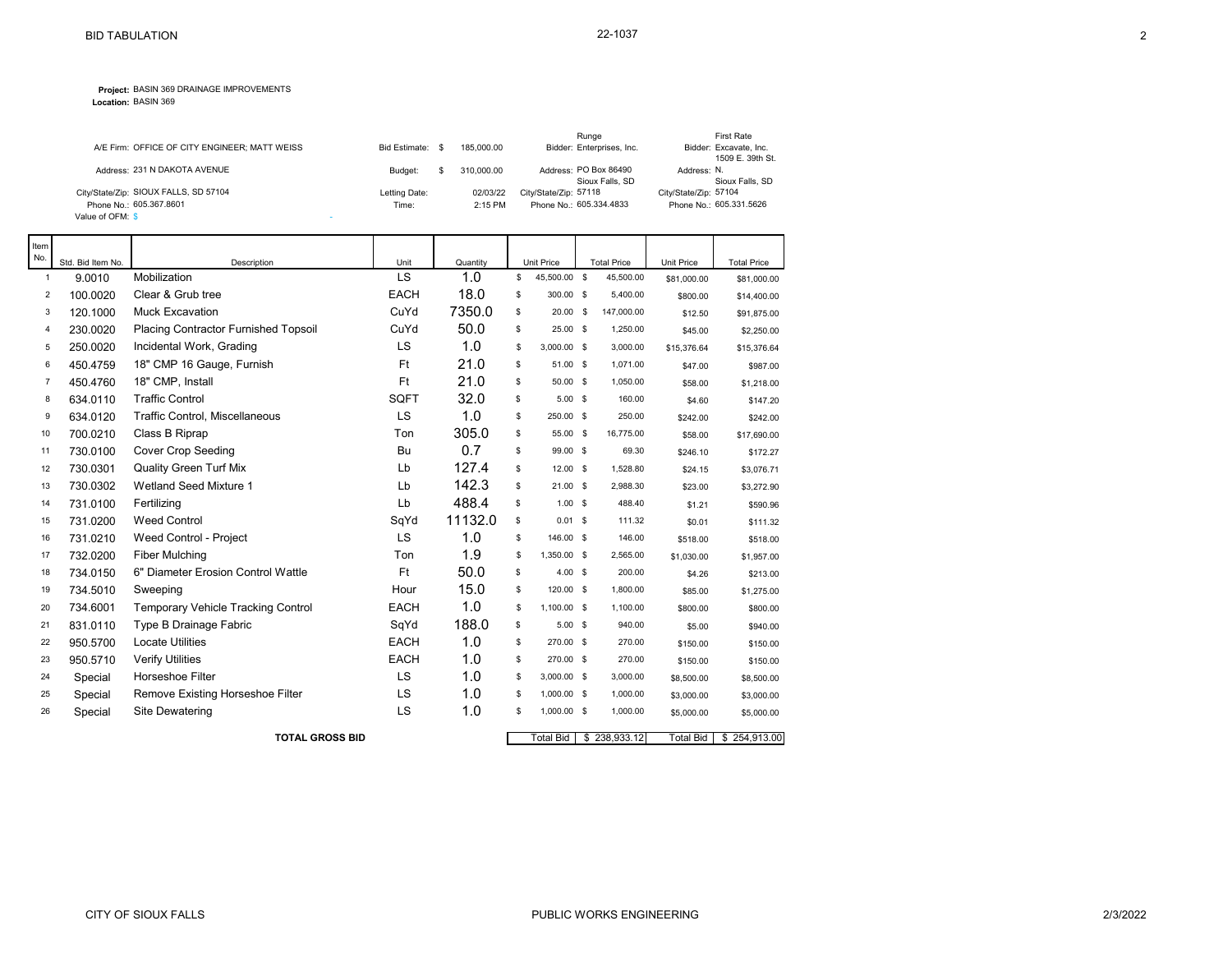BID TABULATION

22-1037

**Project:** BASIN 369 DRAINAGE IMPROVEMENTS
**Location:** BASIN 369

| | | | | | |
|---|---|---|---|---|---|
| A/E Firm: OFFICE OF CITY ENGINEER; MATT WEISS | Bid Estimate: $ 185,000.00 | Bidder: Runge Enterprises, Inc. | Bidder: First Rate Excavate, Inc. |
| Address: 231 N DAKOTA AVENUE | Budget: $ 310,000.00 | Address: PO Box 86490 | Address: N. 1509 E. 39th St. |
| City/State/Zip: SIOUX FALLS, SD 57104 | Letting Date: 02/03/22 | City/State/Zip: Sioux Falls, SD 57118 | City/State/Zip: Sioux Falls, SD 57104 |
| Phone No.: 605.367.8601 | Time: 2:15 PM | Phone No.: 605.334.4833 | Phone No.: 605.331.5626 |
| Value of OFM: $ - | | | |

| Item No. | Std. Bid Item No. | Description | Unit | Quantity | Unit Price | Total Price | Unit Price | Total Price |
|---|---|---|---|---|---|---|---|---|
| 1 | 9.0010 | Mobilization | LS | 1.0 | $ 45,500.00 | $ 45,500.00 | $81,000.00 | $81,000.00 |
| 2 | 100.0020 | Clear & Grub tree | EACH | 18.0 | $ 300.00 | $ 5,400.00 | $800.00 | $14,400.00 |
| 3 | 120.1000 | Muck Excavation | CuYd | 7350.0 | $ 20.00 | $ 147,000.00 | $12.50 | $91,875.00 |
| 4 | 230.0020 | Placing Contractor Furnished Topsoil | CuYd | 50.0 | $ 25.00 | $ 1,250.00 | $45.00 | $2,250.00 |
| 5 | 250.0020 | Incidental Work, Grading | LS | 1.0 | $ 3,000.00 | $ 3,000.00 | $15,376.64 | $15,376.64 |
| 6 | 450.4759 | 18" CMP 16 Gauge, Furnish | Ft | 21.0 | $ 51.00 | $ 1,071.00 | $47.00 | $987.00 |
| 7 | 450.4760 | 18" CMP, Install | Ft | 21.0 | $ 50.00 | $ 1,050.00 | $58.00 | $1,218.00 |
| 8 | 634.0110 | Traffic Control | SQFT | 32.0 | $ 5.00 | $ 160.00 | $4.60 | $147.20 |
| 9 | 634.0120 | Traffic Control, Miscellaneous | LS | 1.0 | $ 250.00 | $ 250.00 | $242.00 | $242.00 |
| 10 | 700.0210 | Class B Riprap | Ton | 305.0 | $ 55.00 | $ 16,775.00 | $58.00 | $17,690.00 |
| 11 | 730.0100 | Cover Crop Seeding | Bu | 0.7 | $ 99.00 | $ 69.30 | $246.10 | $172.27 |
| 12 | 730.0301 | Quality Green Turf Mix | Lb | 127.4 | $ 12.00 | $ 1,528.80 | $24.15 | $3,076.71 |
| 13 | 730.0302 | Wetland Seed Mixture 1 | Lb | 142.3 | $ 21.00 | $ 2,988.30 | $23.00 | $3,272.90 |
| 14 | 731.0100 | Fertilizing | Lb | 488.4 | $ 1.00 | $ 488.40 | $1.21 | $590.96 |
| 15 | 731.0200 | Weed Control | SqYd | 11132.0 | $ 0.01 | $ 111.32 | $0.01 | $111.32 |
| 16 | 731.0210 | Weed Control - Project | LS | 1.0 | $ 146.00 | $ 146.00 | $518.00 | $518.00 |
| 17 | 732.0200 | Fiber Mulching | Ton | 1.9 | $ 1,350.00 | $ 2,565.00 | $1,030.00 | $1,957.00 |
| 18 | 734.0150 | 6" Diameter Erosion Control Wattle | Ft | 50.0 | $ 4.00 | $ 200.00 | $4.26 | $213.00 |
| 19 | 734.5010 | Sweeping | Hour | 15.0 | $ 120.00 | $ 1,800.00 | $85.00 | $1,275.00 |
| 20 | 734.6001 | Temporary Vehicle Tracking Control | EACH | 1.0 | $ 1,100.00 | $ 1,100.00 | $800.00 | $800.00 |
| 21 | 831.0110 | Type B Drainage Fabric | SqYd | 188.0 | $ 5.00 | $ 940.00 | $5.00 | $940.00 |
| 22 | 950.5700 | Locate Utilities | EACH | 1.0 | $ 270.00 | $ 270.00 | $150.00 | $150.00 |
| 23 | 950.5710 | Verify Utilities | EACH | 1.0 | $ 270.00 | $ 270.00 | $150.00 | $150.00 |
| 24 | Special | Horseshoe Filter | LS | 1.0 | $ 3,000.00 | $ 3,000.00 | $8,500.00 | $8,500.00 |
| 25 | Special | Remove Existing Horseshoe Filter | LS | 1.0 | $ 1,000.00 | $ 1,000.00 | $3,000.00 | $3,000.00 |
| 26 | Special | Site Dewatering | LS | 1.0 | $ 1,000.00 | $ 1,000.00 | $5,000.00 | $5,000.00 |
| | | **TOTAL GROSS BID** | | | Total Bid | $ 238,933.12 | Total Bid | $ 254,913.00 |

CITY OF SIOUX FALLS — PUBLIC WORKS ENGINEERING — 2/3/2022